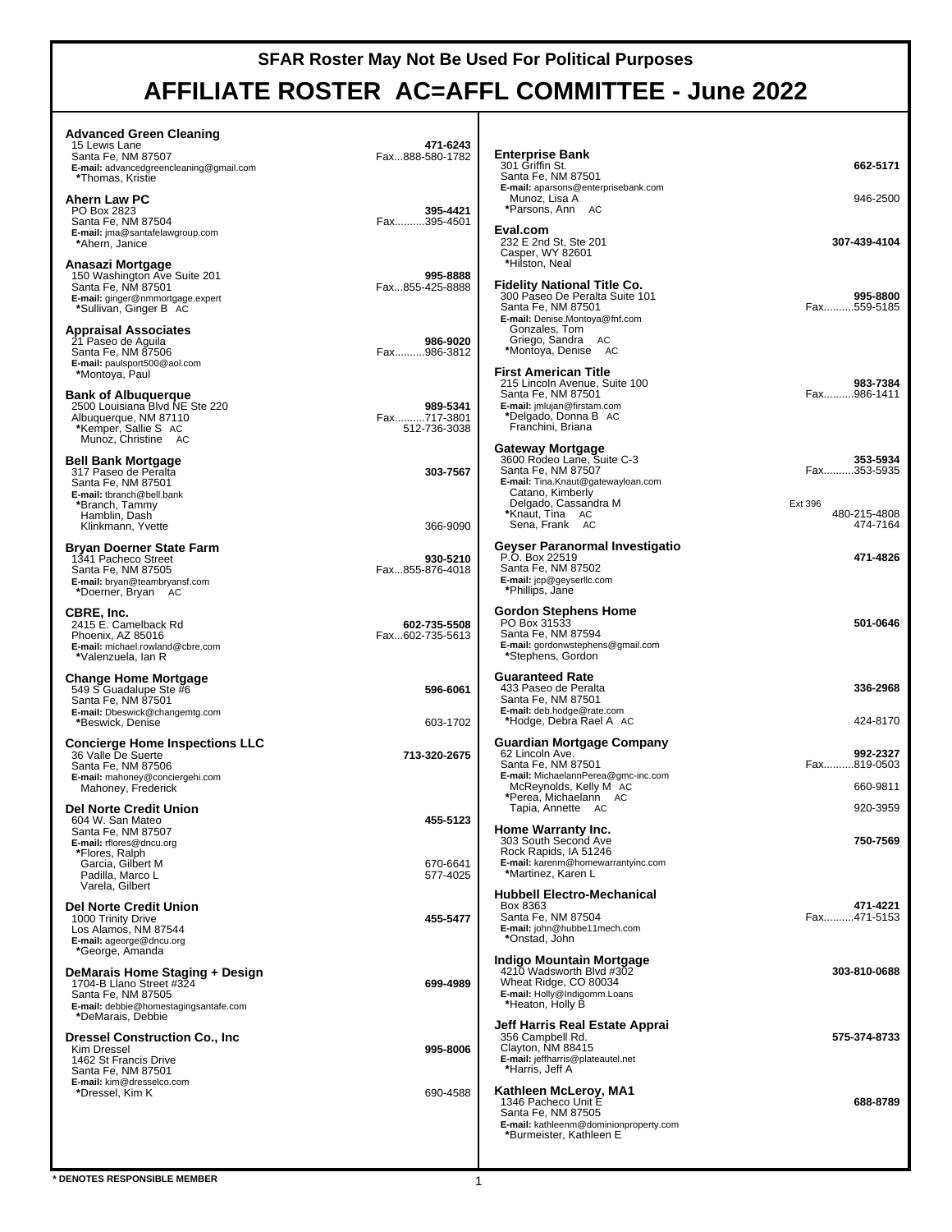# SFAR Roster May Not Be Used For Political Purposes

# AFFILIATE ROSTER AC=AFFL COMMITTEE - June 2022

**Advanced Green Cleaning**
15 Lewis Lane — **471-6243**
Santa Fe, NM 87507 — Fax...888-580-1782
**E-mail:** advancedgreencleaning@gmail.com
*Thomas, Kristie

**Ahern Law PC**
PO Box 2823 — **395-4421**
Santa Fe, NM 87504 — Fax..........395-4501
**E-mail:** jma@santafelawgroup.com
*Ahern, Janice

**Anasazi Mortgage**
150 Washington Ave Suite 201 — **995-8888**
Santa Fe, NM 87501 — Fax...855-425-8888
**E-mail:** ginger@nmmortgage.expert
*Sullivan, Ginger B AC

**Appraisal Associates**
21 Paseo de Aguila — **986-9020**
Santa Fe, NM 87506 — Fax..........986-3812
**E-mail:** paulsport500@aol.com
*Montoya, Paul

**Bank of Albuquerque**
2500 Louisiana Blvd NE Ste 220 — **989-5341**
Albuquerque, NM 87110 — Fax..........717-3801
*Kemper, Sallie S AC — 512-736-3038
Munoz, Christine AC

**Bell Bank Mortgage**
317 Paseo de Peralta — **303-7567**
Santa Fe, NM 87501
**E-mail:** tbranch@bell.bank
*Branch, Tammy
Hamblin, Dash
Klinkmann, Yvette — 366-9090

**Bryan Doerner State Farm**
1341 Pacheco Street — **930-5210**
Santa Fe, NM 87505 — Fax...855-876-4018
**E-mail:** bryan@teambryansf.com
*Doerner, Bryan AC

**CBRE, Inc.**
2415 E. Camelback Rd — **602-735-5508**
Phoenix, AZ 85016 — Fax...602-735-5613
**E-mail:** michael.rowland@cbre.com
*Valenzuela, Ian R

**Change Home Mortgage**
549 S Guadalupe Ste #6 — **596-6061**
Santa Fe, NM 87501
**E-mail:** Dbeswick@changemtg.com
*Beswick, Denise — 603-1702

**Concierge Home Inspections LLC**
36 Valle De Suerte — **713-320-2675**
Santa Fe, NM 87506
**E-mail:** mahoney@conciergehi.com
Mahoney, Frederick

**Del Norte Credit Union**
604 W. San Mateo — **455-5123**
Santa Fe, NM 87507
**E-mail:** rflores@dncu.org
*Flores, Ralph
Garcia, Gilbert M — 670-6641
Padilla, Marco L — 577-4025
Varela, Gilbert

**Del Norte Credit Union**
1000 Trinity Drive — **455-5477**
Los Alamos, NM 87544
**E-mail:** ageorge@dncu.org
*George, Amanda

**DeMarais Home Staging + Design**
1704-B Llano Street #324 — **699-4989**
Santa Fe, NM 87505
**E-mail:** debbie@homestagingsantafe.com
*DeMarais, Debbie

**Dressel Construction Co., Inc**
Kim Dressel — **995-8006**
1462 St Francis Drive
Santa Fe, NM 87501
**E-mail:** kim@dresselco.com
*Dressel, Kim K — 690-4588

**Enterprise Bank**
301 Griffin St. — **662-5171**
Santa Fe, NM 87501
**E-mail:** aparsons@enterprisebank.com
Munoz, Lisa A — 946-2500
*Parsons, Ann AC

**Eval.com**
232 E 2nd St, Ste 201 — **307-439-4104**
Casper, WY 82601
*Hilston, Neal

**Fidelity National Title Co.**
300 Paseo De Peralta Suite 101 — **995-8800**
Santa Fe, NM 87501 — Fax..........559-5185
**E-mail:** Denise.Montoya@fnf.com
Gonzales, Tom
Griego, Sandra AC
*Montoya, Denise AC

**First American Title**
215 Lincoln Avenue, Suite 100 — **983-7384**
Santa Fe, NM 87501 — Fax..........986-1411
**E-mail:** jmlujan@firstam.com
*Delgado, Donna B AC
Franchini, Briana

**Gateway Mortgage**
3600 Rodeo Lane, Suite C-3 — **353-5934**
Santa Fe, NM 87507 — Fax..........353-5935
**E-mail:** Tina.Knaut@gatewayloan.com
Catano, Kimberly
Delgado, Cassandra M — Ext 396
*Knaut, Tina AC — 480-215-4808
Sena, Frank AC — 474-7164

**Geyser Paranormal Investigatio**
P.O. Box 22519 — **471-4826**
Santa Fe, NM 87502
**E-mail:** jcp@geyserllc.com
*Phillips, Jane

**Gordon Stephens Home**
PO Box 31533 — **501-0646**
Santa Fe, NM 87594
**E-mail:** gordonwstephens@gmail.com
*Stephens, Gordon

**Guaranteed Rate**
433 Paseo de Peralta — **336-2968**
Santa Fe, NM 87501
**E-mail:** deb.hodge@rate.com
*Hodge, Debra Rael A AC — 424-8170

**Guardian Mortgage Company**
62 Lincoln Ave. — **992-2327**
Santa Fe, NM 87501 — Fax..........819-0503
**E-mail:** MichaelannPerea@gmc-inc.com
McReynolds, Kelly M AC — 660-9811
*Perea, Michaelann AC
Tapia, Annette AC — 920-3959

**Home Warranty Inc.**
303 South Second Ave — **750-7569**
Rock Rapids, IA 51246
**E-mail:** karenm@homewarrantyinc.com
*Martinez, Karen L

**Hubbell Electro-Mechanical**
Box 8363 — **471-4221**
Santa Fe, NM 87504 — Fax..........471-5153
**E-mail:** john@hubbe11mech.com
*Onstad, John

**Indigo Mountain Mortgage**
4210 Wadsworth Blvd #302 — **303-810-0688**
Wheat Ridge, CO 80034
**E-mail:** Holly@Indigomm.Loans
*Heaton, Holly B

**Jeff Harris Real Estate Apprai**
356 Campbell Rd. — **575-374-8733**
Clayton, NM 88415
**E-mail:** jeffharris@plateautel.net
*Harris, Jeff A

**Kathleen McLeroy, MA1**
1346 Pacheco Unit E — **688-8789**
Santa Fe, NM 87505
**E-mail:** kathleenm@dominionproperty.com
*Burmeister, Kathleen E

**\* DENOTES RESPONSIBLE MEMBER**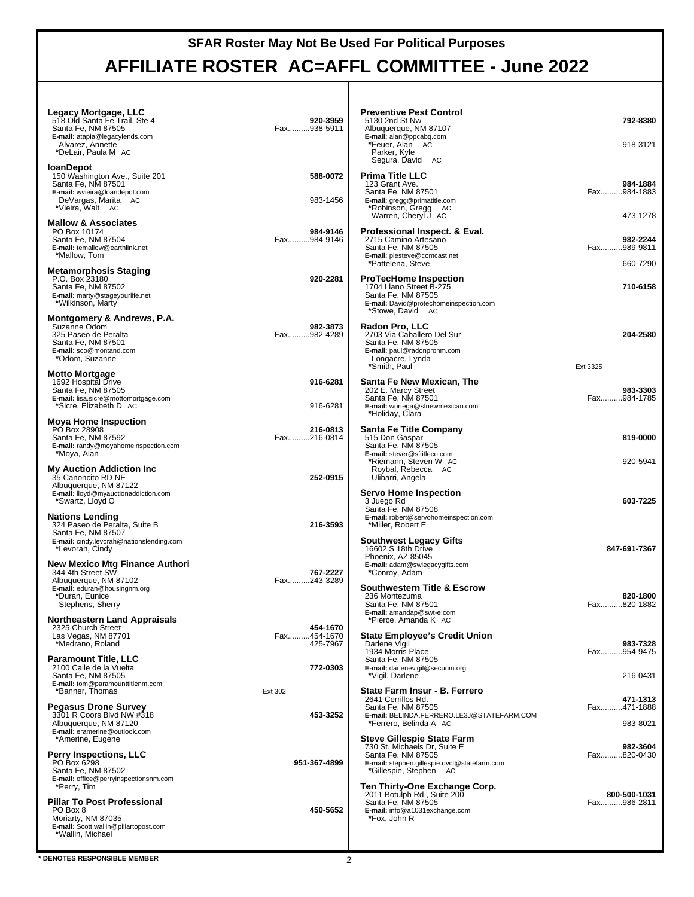**SFAR Roster May Not Be Used For Political Purposes**

# AFFILIATE ROSTER AC=AFFL COMMITTEE - June 2022

**Legacy Mortgage, LLC**
518 Old Santa Fe Trail, Ste 4 — **920-3959**
Santa Fe, NM 87505 — Fax..........938-5911
**E-mail:** atapia@legacylends.com
Alvarez, Annette
*DeLair, Paula M AC

**loanDepot**
150 Washington Ave., Suite 201 — **588-0072**
Santa Fe, NM 87501
**E-mail:** wvieira@loandepot.com
DeVargas, Marita AC — 983-1456
*Vieira, Walt AC

**Mallow & Associates**
PO Box 10174 — **984-9146**
Santa Fe, NM 87504 — Fax..........984-9146
**E-mail:** temallow@earthlink.net
*Mallow, Tom

**Metamorphosis Staging**
P.O. Box 23180 — **920-2281**
Santa Fe, NM 87502
**E-mail:** marty@stageyourlife.net
*Wilkinson, Marty

**Montgomery & Andrews, P.A.**
Suzanne Odom — **982-3873**
325 Paseo de Peralta — Fax..........982-4289
Santa Fe, NM 87501
**E-mail:** sco@montand.com
*Odom, Suzanne

**Motto Mortgage**
1692 Hospital Drive — **916-6281**
Santa Fe, NM 87505
**E-mail:** lisa.sicre@mottomortgage.com
*Sicre, Elizabeth D AC — 916-6281

**Moya Home Inspection**
PO Box 28908 — **216-0813**
Santa Fe, NM 87592 — Fax..........216-0814
**E-mail:** randy@moyahomeinspection.com
*Moya, Alan

**My Auction Addiction Inc**
35 Canoncito RD NE — **252-0915**
Albuquerque, NM 87122
**E-mail:** lloyd@myauctionaddiction.com
*Swartz, Lloyd O

**Nations Lending**
324 Paseo de Peralta, Suite B — **216-3593**
Santa Fe, NM 87507
**E-mail:** cindy.levorah@nationslending.com
*Levorah, Cindy

**New Mexico Mtg Finance Authori**
344 4th Street SW — **767-2227**
Albuquerque, NM 87102 — Fax..........243-3289
**E-mail:** eduran@housingnm.org
*Duran, Eunice
Stephens, Sherry

**Northeastern Land Appraisals**
2325 Church Street — **454-1670**
Las Vegas, NM 87701 — Fax..........454-1670
*Medrano, Roland — 425-7967

**Paramount Title, LLC**
2100 Calle de la Vuelta — **772-0303**
Santa Fe, NM 87505
**E-mail:** tom@paramounttitlenm.com
*Banner, Thomas — Ext 302

**Pegasus Drone Survey**
3301 R Coors Blvd NW #318 — **453-3252**
Albuquerque, NM 87120
**E-mail:** eramerine@outlook.com
*Amerine, Eugene

**Perry Inspections, LLC**
PO Box 6298 — **951-367-4899**
Santa Fe, NM 87502
**E-mail:** office@perryinspectionsnm.com
*Perry, Tim

**Pillar To Post Professional**
PO Box 8 — **450-5652**
Moriarty, NM 87035
**E-mail:** Scott.wallin@pillartopost.com
*Wallin, Michael

**Preventive Pest Control**
5130 2nd St Nw — **792-8380**
Albuquerque, NM 87107
**E-mail:** alan@ppcabq.com
*Feuer, Alan AC — 918-3121
Parker, Kyle
Segura, David AC

**Prima Title LLC**
123 Grant Ave. — **984-1884**
Santa Fe, NM 87501 — Fax..........984-1883
**E-mail:** gregg@primatitle.com
*Robinson, Gregg AC
Warren, Cheryl J AC — 473-1278

**Professional Inspect. & Eval.**
2715 Camino Artesano — **982-2244**
Santa Fe, NM 87505 — Fax..........989-9811
**E-mail:** piesteve@comcast.net
*Pattelena, Steve — 660-7290

**ProTecHome Inspection**
1704 Llano Street B-275 — **710-6158**
Santa Fe, NM 87505
**E-mail:** David@protechomeinspection.com
*Stowe, David AC

**Radon Pro, LLC**
2703 Via Caballero Del Sur — **204-2580**
Santa Fe, NM 87505
**E-mail:** paul@radonpronm.com
Longacre, Lynda
*Smith, Paul — Ext 3325

**Santa Fe New Mexican, The**
202 E. Marcy Street — **983-3303**
Santa Fe, NM 87501 — Fax..........984-1785
**E-mail:** wortega@sfnewmexican.com
*Holiday, Clara

**Santa Fe Title Company**
515 Don Gaspar — **819-0000**
Santa Fe, NM 87505
**E-mail:** stever@sftitleco.com
*Riemann, Steven W AC — 920-5941
Roybal, Rebecca AC
Ulibarri, Angela

**Servo Home Inspection**
3 Juego Rd — **603-7225**
Santa Fe, NM 87508
**E-mail:** robert@servohomeinspection.com
*Miller, Robert E

**Southwest Legacy Gifts**
16602 S 18th Drive — **847-691-7367**
Phoenix, AZ 85045
**E-mail:** adam@swlegacygifts.com
*Conroy, Adam

**Southwestern Title & Escrow**
236 Montezuma — **820-1800**
Santa Fe, NM 87501 — Fax..........820-1882
**E-mail:** amandap@swt-e.com
*Pierce, Amanda K AC

**State Employee's Credit Union**
Darlene Vigil — **983-7328**
1934 Morris Place — Fax..........954-9475
Santa Fe, NM 87505
**E-mail:** darlenevigil@secunm.org
*Vigil, Darlene — 216-0431

**State Farm Insur - B. Ferrero**
2641 Cerrillos Rd. — **471-1313**
Santa Fe, NM 87505 — Fax..........471-1888
**E-mail:** BELINDA.FERRERO.LE3J@STATEFARM.COM
*Ferrero, Belinda A AC — 983-8021

**Steve Gillespie State Farm**
730 St. Michaels Dr, Suite E — **982-3604**
Santa Fe, NM 87505 — Fax..........820-0430
**E-mail:** stephen.gillespie.dvct@statefarm.com
*Gillespie, Stephen AC

**Ten Thirty-One Exchange Corp.**
2011 Botulph Rd., Suite 200 — **800-500-1031**
Santa Fe, NM 87505 — Fax..........986-2811
**E-mail:** info@a1031exchange.com
*Fox, John R

**\* DENOTES RESPONSIBLE MEMBER**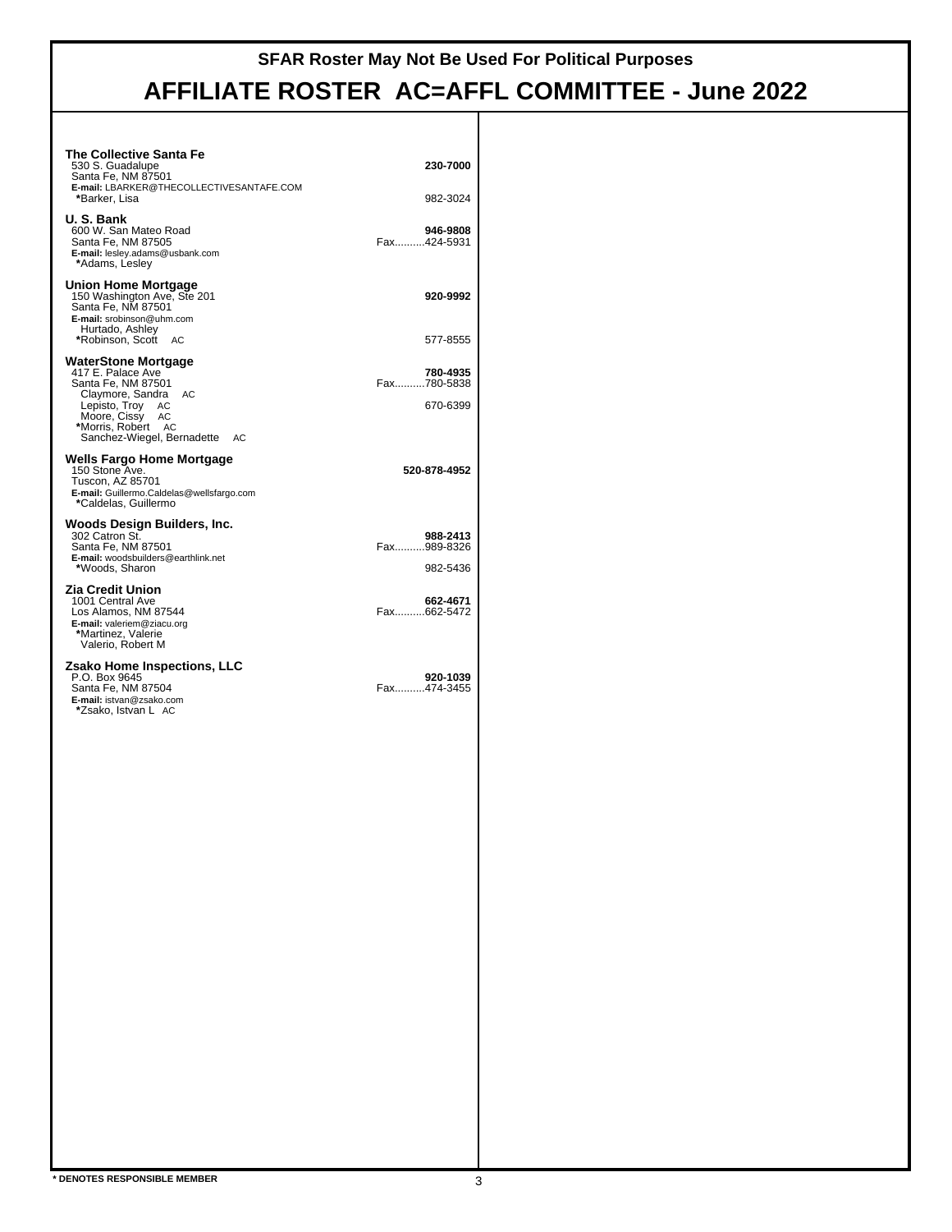**SFAR Roster May Not Be Used For Political Purposes**

# AFFILIATE ROSTER AC=AFFL COMMITTEE - June 2022

**The Collective Santa Fe**
530 S. Guadalupe
Santa Fe, NM 87501 — **230-7000**
E-mail: LBARKER@THECOLLECTIVESANTAFE.COM
*Barker, Lisa — 982-3024

**U. S. Bank**
600 W. San Mateo Road — **946-9808**
Santa Fe, NM 87505 — Fax..........424-5931
E-mail: lesley.adams@usbank.com
*Adams, Lesley

**Union Home Mortgage**
150 Washington Ave, Ste 201 — **920-9992**
Santa Fe, NM 87501
E-mail: srobinson@uhm.com
Hurtado, Ashley
*Robinson, Scott AC — 577-8555

**WaterStone Mortgage**
417 E. Palace Ave — **780-4935**
Santa Fe, NM 87501 — Fax..........780-5838
Claymore, Sandra AC
Lepisto, Troy AC — 670-6399
Moore, Cissy AC
*Morris, Robert AC
Sanchez-Wiegel, Bernadette AC

**Wells Fargo Home Mortgage**
150 Stone Ave. — **520-878-4952**
Tuscon, AZ 85701
E-mail: Guillermo.Caldelas@wellsfargo.com
*Caldelas, Guillermo

**Woods Design Builders, Inc.**
302 Catron St. — **988-2413**
Santa Fe, NM 87501 — Fax..........989-8326
E-mail: woodsbuilders@earthlink.net
*Woods, Sharon — 982-5436

**Zia Credit Union**
1001 Central Ave — **662-4671**
Los Alamos, NM 87544 — Fax..........662-5472
E-mail: valeriem@ziacu.org
*Martinez, Valerie
Valerio, Robert M

**Zsako Home Inspections, LLC**
P.O. Box 9645 — **920-1039**
Santa Fe, NM 87504 — Fax..........474-3455
E-mail: istvan@zsako.com
*Zsako, Istvan L AC

**\* DENOTES RESPONSIBLE MEMBER**